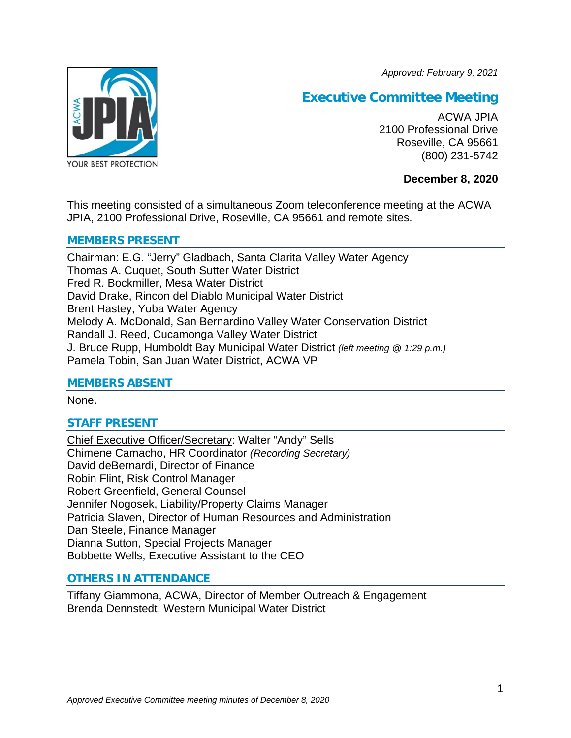*Approved: February 9, 2021*

# Executive Committee Meeting

ACWA JPIA
2100 Professional Drive
Roseville, CA 95661
(800) 231-5742

**December 8, 2020**

This meeting consisted of a simultaneous Zoom teleconference meeting at the ACWA JPIA, 2100 Professional Drive, Roseville, CA 95661 and remote sites.

## MEMBERS PRESENT

Chairman: E.G. "Jerry" Gladbach, Santa Clarita Valley Water Agency
Thomas A. Cuquet, South Sutter Water District
Fred R. Bockmiller, Mesa Water District
David Drake, Rincon del Diablo Municipal Water District
Brent Hastey, Yuba Water Agency
Melody A. McDonald, San Bernardino Valley Water Conservation District
Randall J. Reed, Cucamonga Valley Water District
J. Bruce Rupp, Humboldt Bay Municipal Water District *(left meeting @ 1:29 p.m.)*
Pamela Tobin, San Juan Water District, ACWA VP

## MEMBERS ABSENT

None.

## STAFF PRESENT

Chief Executive Officer/Secretary: Walter "Andy" Sells
Chimene Camacho, HR Coordinator *(Recording Secretary)*
David deBernardi, Director of Finance
Robin Flint, Risk Control Manager
Robert Greenfield, General Counsel
Jennifer Nogosek, Liability/Property Claims Manager
Patricia Slaven, Director of Human Resources and Administration
Dan Steele, Finance Manager
Dianna Sutton, Special Projects Manager
Bobbette Wells, Executive Assistant to the CEO

## OTHERS IN ATTENDANCE

Tiffany Giammona, ACWA, Director of Member Outreach & Engagement
Brenda Dennstedt, Western Municipal Water District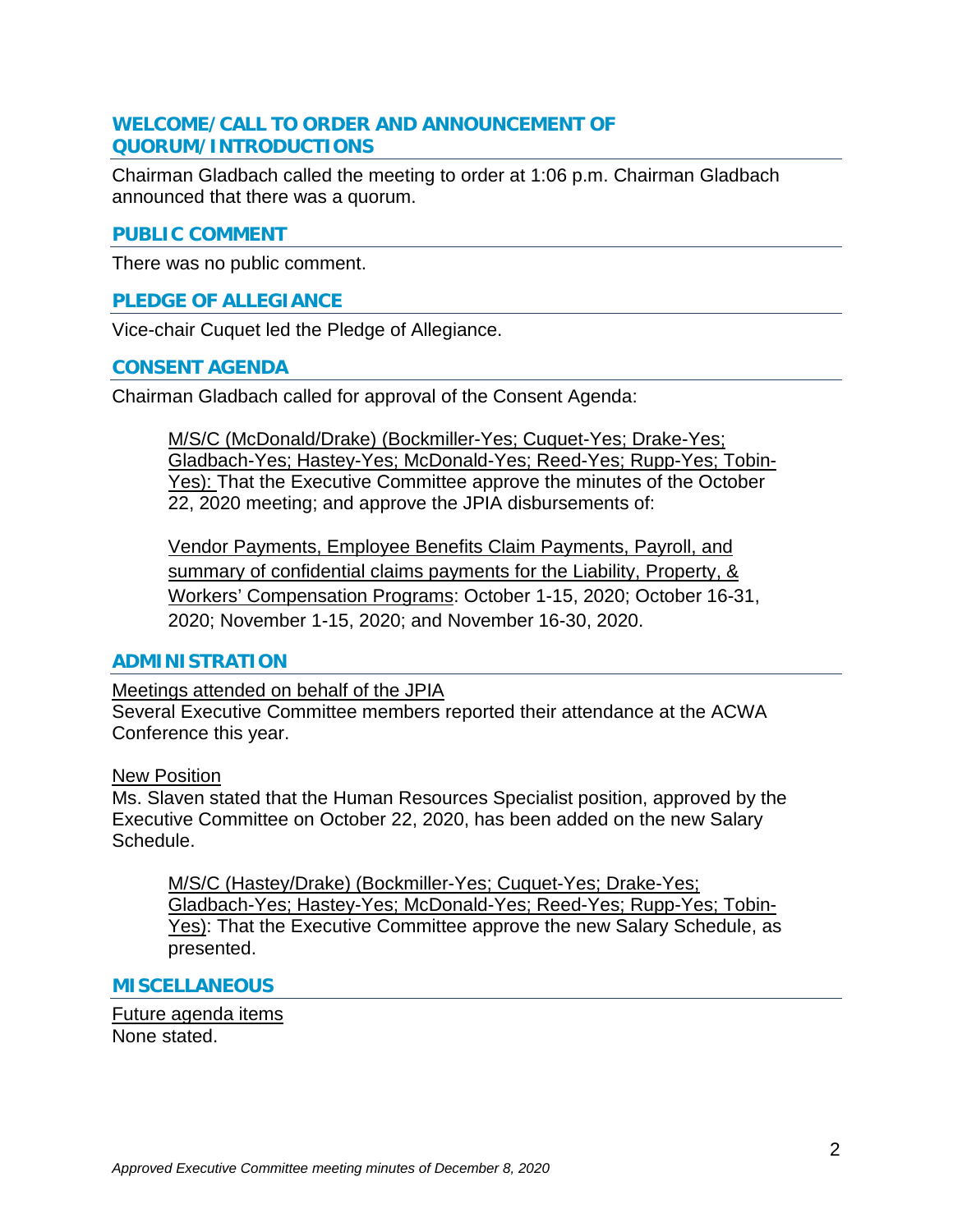## WELCOME/CALL TO ORDER AND ANNOUNCEMENT OF QUORUM/INTRODUCTIONS

Chairman Gladbach called the meeting to order at 1:06 p.m. Chairman Gladbach announced that there was a quorum.

## PUBLIC COMMENT

There was no public comment.

## PLEDGE OF ALLEGIANCE

Vice-chair Cuquet led the Pledge of Allegiance.

## CONSENT AGENDA

Chairman Gladbach called for approval of the Consent Agenda:

> M/S/C (McDonald/Drake) (Bockmiller-Yes; Cuquet-Yes; Drake-Yes; Gladbach-Yes; Hastey-Yes; McDonald-Yes; Reed-Yes; Rupp-Yes; Tobin-Yes): That the Executive Committee approve the minutes of the October 22, 2020 meeting; and approve the JPIA disbursements of:
>
> Vendor Payments, Employee Benefits Claim Payments, Payroll, and summary of confidential claims payments for the Liability, Property, & Workers' Compensation Programs: October 1-15, 2020; October 16-31, 2020; November 1-15, 2020; and November 16-30, 2020.

## ADMINISTRATION

Meetings attended on behalf of the JPIA

Several Executive Committee members reported their attendance at the ACWA Conference this year.

New Position

Ms. Slaven stated that the Human Resources Specialist position, approved by the Executive Committee on October 22, 2020, has been added on the new Salary Schedule.

> M/S/C (Hastey/Drake) (Bockmiller-Yes; Cuquet-Yes; Drake-Yes; Gladbach-Yes; Hastey-Yes; McDonald-Yes; Reed-Yes; Rupp-Yes; Tobin-Yes): That the Executive Committee approve the new Salary Schedule, as presented.

## MISCELLANEOUS

Future agenda items

None stated.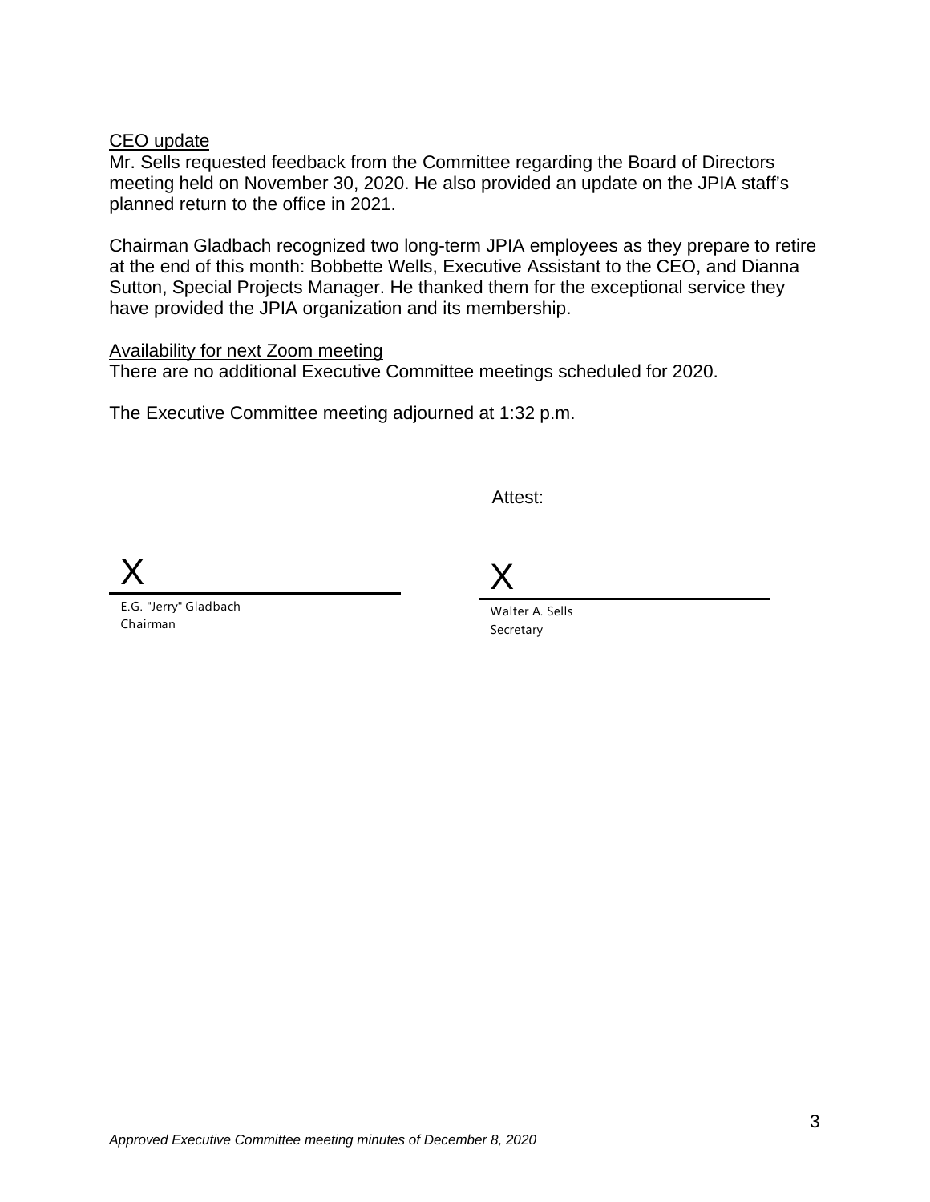CEO update

Mr. Sells requested feedback from the Committee regarding the Board of Directors meeting held on November 30, 2020. He also provided an update on the JPIA staff's planned return to the office in 2021.

Chairman Gladbach recognized two long-term JPIA employees as they prepare to retire at the end of this month: Bobbette Wells, Executive Assistant to the CEO, and Dianna Sutton, Special Projects Manager. He thanked them for the exceptional service they have provided the JPIA organization and its membership.

Availability for next Zoom meeting

There are no additional Executive Committee meetings scheduled for 2020.

The Executive Committee meeting adjourned at 1:32 p.m.

Attest:

X

E.G. "Jerry" Gladbach
Chairman

X

Walter A. Sells
Secretary

*Approved Executive Committee meeting minutes of December 8, 2020*